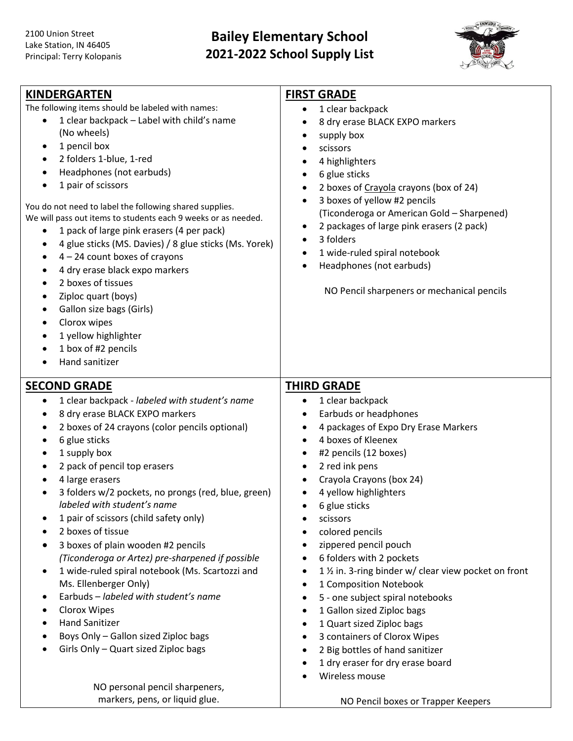2100 Union Street
Lake Station, IN 46405
Principal: Terry Kolopanis

# Bailey Elementary School
# 2021-2022 School Supply List

## KINDERGARTEN

The following items should be labeled with names:

- 1 clear backpack – Label with child's name (No wheels)
- 1 pencil box
- 2 folders 1-blue, 1-red
- Headphones (not earbuds)
- 1 pair of scissors

You do not need to label the following shared supplies.
We will pass out items to students each 9 weeks or as needed.

- 1 pack of large pink erasers (4 per pack)
- 4 glue sticks (MS. Davies) / 8 glue sticks (Ms. Yorek)
- 4 – 24 count boxes of crayons
- 4 dry erase black expo markers
- 2 boxes of tissues
- Ziploc quart (boys)
- Gallon size bags (Girls)
- Clorox wipes
- 1 yellow highlighter
- 1 box of #2 pencils
- Hand sanitizer

## FIRST GRADE

- 1 clear backpack
- 8 dry erase BLACK EXPO markers
- supply box
- scissors
- 4 highlighters
- 6 glue sticks
- 2 boxes of Crayola crayons (box of 24)
- 3 boxes of yellow #2 pencils (Ticonderoga or American Gold – Sharpened)
- 2 packages of large pink erasers (2 pack)
- 3 folders
- 1 wide-ruled spiral notebook
- Headphones (not earbuds)

NO Pencil sharpeners or mechanical pencils

## SECOND GRADE

- 1 clear backpack - *labeled with student's name*
- 8 dry erase BLACK EXPO markers
- 2 boxes of 24 crayons (color pencils optional)
- 6 glue sticks
- 1 supply box
- 2 pack of pencil top erasers
- 4 large erasers
- 3 folders w/2 pockets, no prongs (red, blue, green) *labeled with student's name*
- 1 pair of scissors (child safety only)
- 2 boxes of tissue
- 3 boxes of plain wooden #2 pencils *(Ticonderoga or Artez) pre-sharpened if possible*
- 1 wide-ruled spiral notebook (Ms. Scartozzi and Ms. Ellenberger Only)
- Earbuds – *labeled with student's name*
- Clorox Wipes
- Hand Sanitizer
- Boys Only – Gallon sized Ziploc bags
- Girls Only – Quart sized Ziploc bags

NO personal pencil sharpeners, markers, pens, or liquid glue.

## THIRD GRADE

- 1 clear backpack
- Earbuds or headphones
- 4 packages of Expo Dry Erase Markers
- 4 boxes of Kleenex
- #2 pencils (12 boxes)
- 2 red ink pens
- Crayola Crayons (box 24)
- 4 yellow highlighters
- 6 glue sticks
- scissors
- colored pencils
- zippered pencil pouch
- 6 folders with 2 pockets
- 1 ½ in. 3-ring binder w/ clear view pocket on front
- 1 Composition Notebook
- 5 - one subject spiral notebooks
- 1 Gallon sized Ziploc bags
- 1 Quart sized Ziploc bags
- 3 containers of Clorox Wipes
- 2 Big bottles of hand sanitizer
- 1 dry eraser for dry erase board
- Wireless mouse

NO Pencil boxes or Trapper Keepers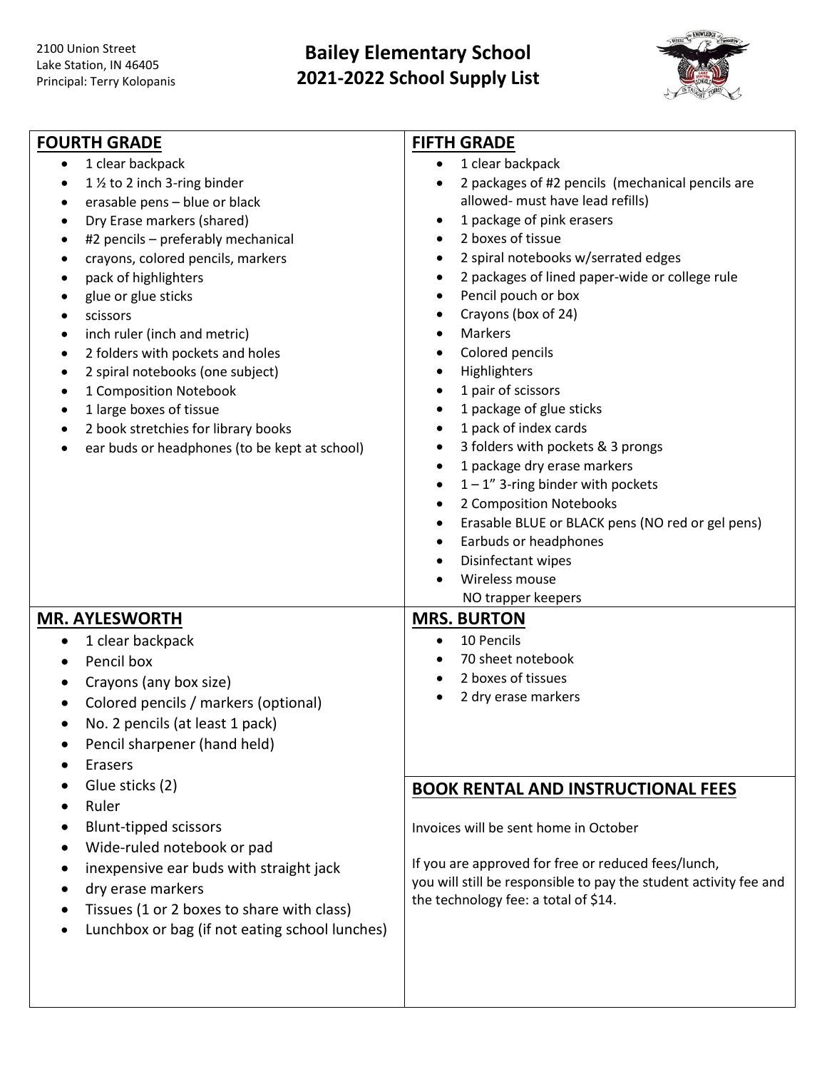2100 Union Street
Lake Station, IN 46405
Principal: Terry Kolopanis

# Bailey Elementary School
# 2021-2022 School Supply List

## FOURTH GRADE

- 1 clear backpack
- 1 ½ to 2 inch 3-ring binder
- erasable pens – blue or black
- Dry Erase markers (shared)
- #2 pencils – preferably mechanical
- crayons, colored pencils, markers
- pack of highlighters
- glue or glue sticks
- scissors
- inch ruler (inch and metric)
- 2 folders with pockets and holes
- 2 spiral notebooks (one subject)
- 1 Composition Notebook
- 1 large boxes of tissue
- 2 book stretchies for library books
- ear buds or headphones (to be kept at school)

## FIFTH GRADE

- 1 clear backpack
- 2 packages of #2 pencils (mechanical pencils are allowed- must have lead refills)
- 1 package of pink erasers
- 2 boxes of tissue
- 2 spiral notebooks w/serrated edges
- 2 packages of lined paper-wide or college rule
- Pencil pouch or box
- Crayons (box of 24)
- Markers
- Colored pencils
- Highlighters
- 1 pair of scissors
- 1 package of glue sticks
- 1 pack of index cards
- 3 folders with pockets & 3 prongs
- 1 package dry erase markers
- 1 – 1" 3-ring binder with pockets
- 2 Composition Notebooks
- Erasable BLUE or BLACK pens (NO red or gel pens)
- Earbuds or headphones
- Disinfectant wipes
- Wireless mouse

NO trapper keepers

## MR. AYLESWORTH

- 1 clear backpack
- Pencil box
- Crayons (any box size)
- Colored pencils / markers (optional)
- No. 2 pencils (at least 1 pack)
- Pencil sharpener (hand held)
- Erasers
- Glue sticks (2)
- Ruler
- Blunt-tipped scissors
- Wide-ruled notebook or pad
- inexpensive ear buds with straight jack
- dry erase markers
- Tissues (1 or 2 boxes to share with class)
- Lunchbox or bag (if not eating school lunches)

## MRS. BURTON

- 10 Pencils
- 70 sheet notebook
- 2 boxes of tissues
- 2 dry erase markers

## BOOK RENTAL AND INSTRUCTIONAL FEES

Invoices will be sent home in October

If you are approved for free or reduced fees/lunch, you will still be responsible to pay the student activity fee and the technology fee: a total of $14.